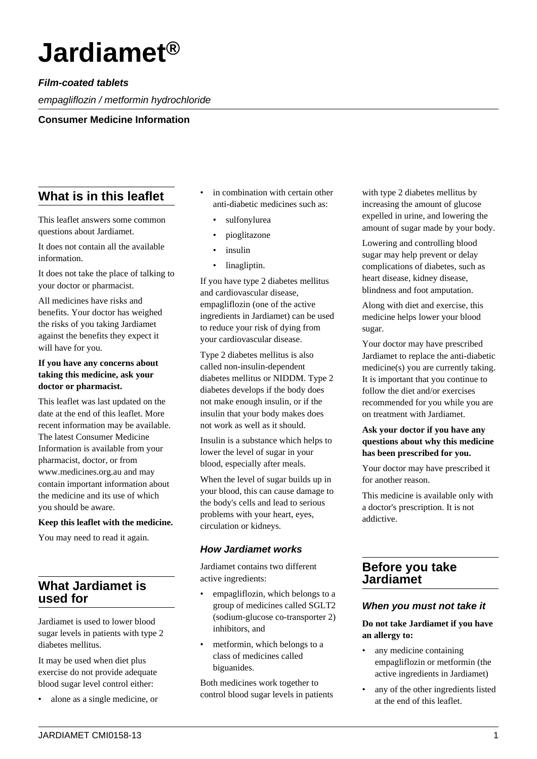# Jardiamet®

***Film-coated tablets***

*empagliflozin / metformin hydrochloride*

**Consumer Medicine Information**

## What is in this leaflet

This leaflet answers some common questions about Jardiamet.

It does not contain all the available information.

It does not take the place of talking to your doctor or pharmacist.

All medicines have risks and benefits. Your doctor has weighed the risks of you taking Jardiamet against the benefits they expect it will have for you.

**If you have any concerns about taking this medicine, ask your doctor or pharmacist.**

This leaflet was last updated on the date at the end of this leaflet. More recent information may be available. The latest Consumer Medicine Information is available from your pharmacist, doctor, or from www.medicines.org.au and may contain important information about the medicine and its use of which you should be aware.

**Keep this leaflet with the medicine.**

You may need to read it again.

## What Jardiamet is used for

Jardiamet is used to lower blood sugar levels in patients with type 2 diabetes mellitus.

It may be used when diet plus exercise do not provide adequate blood sugar level control either:

- alone as a single medicine, or
- in combination with certain other anti-diabetic medicines such as:
  - sulfonylurea
  - pioglitazone
  - insulin
  - linagliptin.

If you have type 2 diabetes mellitus and cardiovascular disease, empagliflozin (one of the active ingredients in Jardiamet) can be used to reduce your risk of dying from your cardiovascular disease.

Type 2 diabetes mellitus is also called non-insulin-dependent diabetes mellitus or NIDDM. Type 2 diabetes develops if the body does not make enough insulin, or if the insulin that your body makes does not work as well as it should.

Insulin is a substance which helps to lower the level of sugar in your blood, especially after meals.

When the level of sugar builds up in your blood, this can cause damage to the body's cells and lead to serious problems with your heart, eyes, circulation or kidneys.

### *How Jardiamet works*

Jardiamet contains two different active ingredients:

- empagliflozin, which belongs to a group of medicines called SGLT2 (sodium-glucose co-transporter 2) inhibitors, and
- metformin, which belongs to a class of medicines called biguanides.

Both medicines work together to control blood sugar levels in patients with type 2 diabetes mellitus by increasing the amount of glucose expelled in urine, and lowering the amount of sugar made by your body.

Lowering and controlling blood sugar may help prevent or delay complications of diabetes, such as heart disease, kidney disease, blindness and foot amputation.

Along with diet and exercise, this medicine helps lower your blood sugar.

Your doctor may have prescribed Jardiamet to replace the anti-diabetic medicine(s) you are currently taking. It is important that you continue to follow the diet and/or exercises recommended for you while you are on treatment with Jardiamet.

**Ask your doctor if you have any questions about why this medicine has been prescribed for you.**

Your doctor may have prescribed it for another reason.

This medicine is available only with a doctor's prescription. It is not addictive.

## Before you take Jardiamet

### *When you must not take it*

**Do not take Jardiamet if you have an allergy to:**

- any medicine containing empagliflozin or metformin (the active ingredients in Jardiamet)
- any of the other ingredients listed at the end of this leaflet.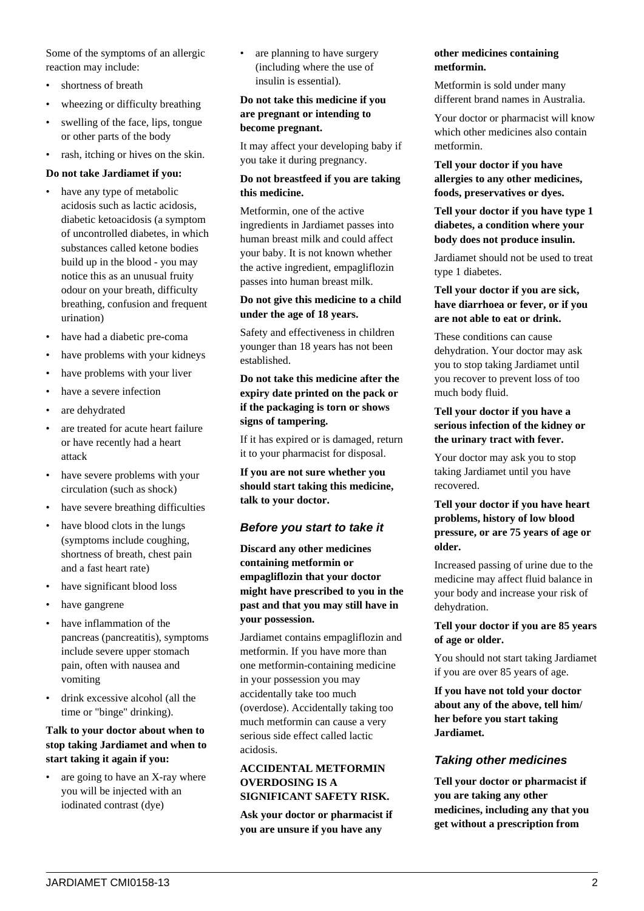Some of the symptoms of an allergic reaction may include:

- shortness of breath
- wheezing or difficulty breathing
- swelling of the face, lips, tongue or other parts of the body
- rash, itching or hives on the skin.

**Do not take Jardiamet if you:**

- have any type of metabolic acidosis such as lactic acidosis, diabetic ketoacidosis (a symptom of uncontrolled diabetes, in which substances called ketone bodies build up in the blood - you may notice this as an unusual fruity odour on your breath, difficulty breathing, confusion and frequent urination)
- have had a diabetic pre-coma
- have problems with your kidneys
- have problems with your liver
- have a severe infection
- are dehydrated
- are treated for acute heart failure or have recently had a heart attack
- have severe problems with your circulation (such as shock)
- have severe breathing difficulties
- have blood clots in the lungs (symptoms include coughing, shortness of breath, chest pain and a fast heart rate)
- have significant blood loss
- have gangrene
- have inflammation of the pancreas (pancreatitis), symptoms include severe upper stomach pain, often with nausea and vomiting
- drink excessive alcohol (all the time or "binge" drinking).

**Talk to your doctor about when to stop taking Jardiamet and when to start taking it again if you:**

- are going to have an X-ray where you will be injected with an iodinated contrast (dye)
- are planning to have surgery (including where the use of insulin is essential).

**Do not take this medicine if you are pregnant or intending to become pregnant.**

It may affect your developing baby if you take it during pregnancy.

**Do not breastfeed if you are taking this medicine.**

Metformin, one of the active ingredients in Jardiamet passes into human breast milk and could affect your baby. It is not known whether the active ingredient, empagliflozin passes into human breast milk.

**Do not give this medicine to a child under the age of 18 years.**

Safety and effectiveness in children younger than 18 years has not been established.

**Do not take this medicine after the expiry date printed on the pack or if the packaging is torn or shows signs of tampering.**

If it has expired or is damaged, return it to your pharmacist for disposal.

**If you are not sure whether you should start taking this medicine, talk to your doctor.**

### *Before you start to take it*

**Discard any other medicines containing metformin or empagliflozin that your doctor might have prescribed to you in the past and that you may still have in your possession.**

Jardiamet contains empagliflozin and metformin. If you have more than one metformin-containing medicine in your possession you may accidentally take too much (overdose). Accidentally taking too much metformin can cause a very serious side effect called lactic acidosis.

**ACCIDENTAL METFORMIN OVERDOSING IS A SIGNIFICANT SAFETY RISK.**

**Ask your doctor or pharmacist if you are unsure if you have any other medicines containing metformin.**

Metformin is sold under many different brand names in Australia.

Your doctor or pharmacist will know which other medicines also contain metformin.

**Tell your doctor if you have allergies to any other medicines, foods, preservatives or dyes.**

**Tell your doctor if you have type 1 diabetes, a condition where your body does not produce insulin.**

Jardiamet should not be used to treat type 1 diabetes.

**Tell your doctor if you are sick, have diarrhoea or fever, or if you are not able to eat or drink.**

These conditions can cause dehydration. Your doctor may ask you to stop taking Jardiamet until you recover to prevent loss of too much body fluid.

**Tell your doctor if you have a serious infection of the kidney or the urinary tract with fever.**

Your doctor may ask you to stop taking Jardiamet until you have recovered.

**Tell your doctor if you have heart problems, history of low blood pressure, or are 75 years of age or older.**

Increased passing of urine due to the medicine may affect fluid balance in your body and increase your risk of dehydration.

**Tell your doctor if you are 85 years of age or older.**

You should not start taking Jardiamet if you are over 85 years of age.

**If you have not told your doctor about any of the above, tell him/ her before you start taking Jardiamet.**

### *Taking other medicines*

**Tell your doctor or pharmacist if you are taking any other medicines, including any that you get without a prescription from**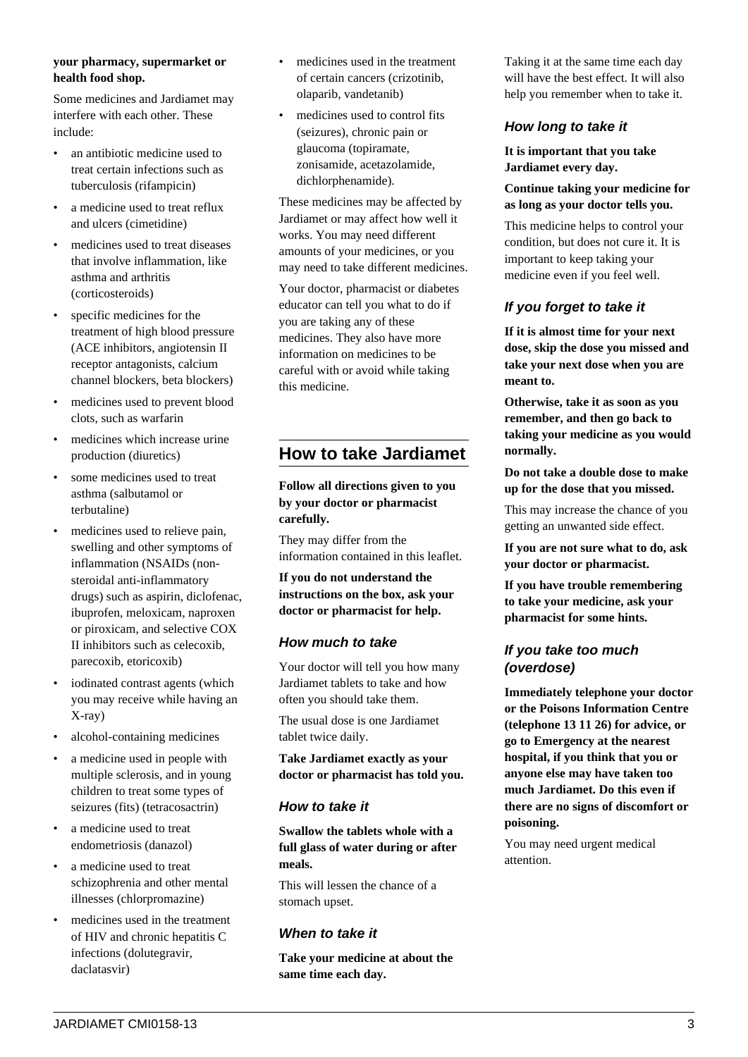**your pharmacy, supermarket or health food shop.**

Some medicines and Jardiamet may interfere with each other. These include:

- an antibiotic medicine used to treat certain infections such as tuberculosis (rifampicin)
- a medicine used to treat reflux and ulcers (cimetidine)
- medicines used to treat diseases that involve inflammation, like asthma and arthritis (corticosteroids)
- specific medicines for the treatment of high blood pressure (ACE inhibitors, angiotensin II receptor antagonists, calcium channel blockers, beta blockers)
- medicines used to prevent blood clots, such as warfarin
- medicines which increase urine production (diuretics)
- some medicines used to treat asthma (salbutamol or terbutaline)
- medicines used to relieve pain, swelling and other symptoms of inflammation (NSAIDs (non-steroidal anti-inflammatory drugs) such as aspirin, diclofenac, ibuprofen, meloxicam, naproxen or piroxicam, and selective COX II inhibitors such as celecoxib, parecoxib, etoricoxib)
- iodinated contrast agents (which you may receive while having an X-ray)
- alcohol-containing medicines
- a medicine used in people with multiple sclerosis, and in young children to treat some types of seizures (fits) (tetracosactrin)
- a medicine used to treat endometriosis (danazol)
- a medicine used to treat schizophrenia and other mental illnesses (chlorpromazine)
- medicines used in the treatment of HIV and chronic hepatitis C infections (dolutegravir, daclatasvir)
- medicines used in the treatment of certain cancers (crizotinib, olaparib, vandetanib)
- medicines used to control fits (seizures), chronic pain or glaucoma (topiramate, zonisamide, acetazolamide, dichlorphenamide).

These medicines may be affected by Jardiamet or may affect how well it works. You may need different amounts of your medicines, or you may need to take different medicines.

Your doctor, pharmacist or diabetes educator can tell you what to do if you are taking any of these medicines. They also have more information on medicines to be careful with or avoid while taking this medicine.

## How to take Jardiamet

**Follow all directions given to you by your doctor or pharmacist carefully.**

They may differ from the information contained in this leaflet.

**If you do not understand the instructions on the box, ask your doctor or pharmacist for help.**

### How much to take

Your doctor will tell you how many Jardiamet tablets to take and how often you should take them.

The usual dose is one Jardiamet tablet twice daily.

**Take Jardiamet exactly as your doctor or pharmacist has told you.**

### How to take it

**Swallow the tablets whole with a full glass of water during or after meals.**

This will lessen the chance of a stomach upset.

### When to take it

**Take your medicine at about the same time each day.**

Taking it at the same time each day will have the best effect. It will also help you remember when to take it.

### How long to take it

**It is important that you take Jardiamet every day.**

**Continue taking your medicine for as long as your doctor tells you.**

This medicine helps to control your condition, but does not cure it. It is important to keep taking your medicine even if you feel well.

### If you forget to take it

**If it is almost time for your next dose, skip the dose you missed and take your next dose when you are meant to.**

**Otherwise, take it as soon as you remember, and then go back to taking your medicine as you would normally.**

**Do not take a double dose to make up for the dose that you missed.**

This may increase the chance of you getting an unwanted side effect.

**If you are not sure what to do, ask your doctor or pharmacist.**

**If you have trouble remembering to take your medicine, ask your pharmacist for some hints.**

### If you take too much (overdose)

**Immediately telephone your doctor or the Poisons Information Centre (telephone 13 11 26) for advice, or go to Emergency at the nearest hospital, if you think that you or anyone else may have taken too much Jardiamet. Do this even if there are no signs of discomfort or poisoning.**

You may need urgent medical attention.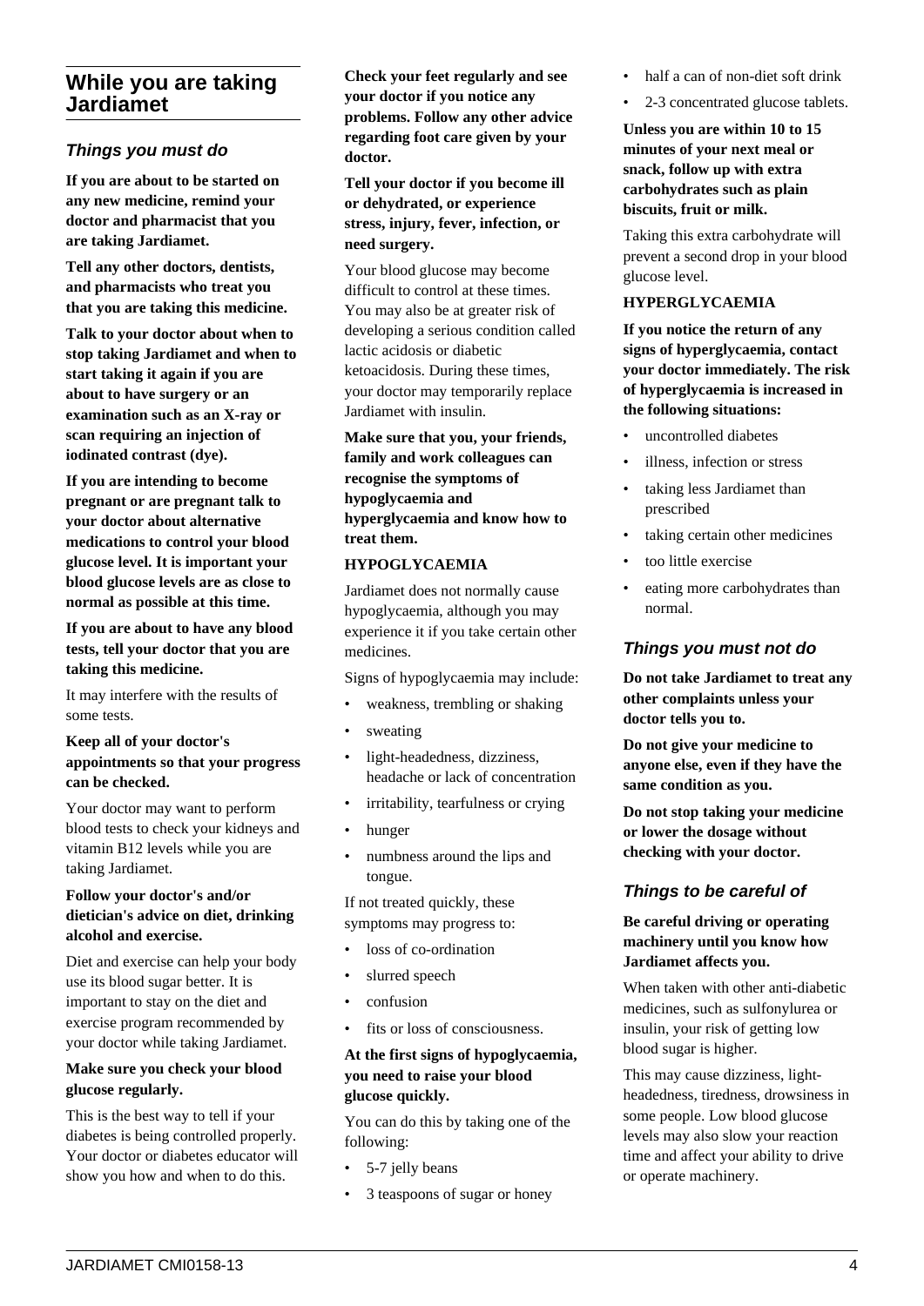## While you are taking Jardiamet

### Things you must do

**If you are about to be started on any new medicine, remind your doctor and pharmacist that you are taking Jardiamet.**

**Tell any other doctors, dentists, and pharmacists who treat you that you are taking this medicine.**

**Talk to your doctor about when to stop taking Jardiamet and when to start taking it again if you are about to have surgery or an examination such as an X-ray or scan requiring an injection of iodinated contrast (dye).**

**If you are intending to become pregnant or are pregnant talk to your doctor about alternative medications to control your blood glucose level. It is important your blood glucose levels are as close to normal as possible at this time.**

**If you are about to have any blood tests, tell your doctor that you are taking this medicine.**

It may interfere with the results of some tests.

**Keep all of your doctor's appointments so that your progress can be checked.**

Your doctor may want to perform blood tests to check your kidneys and vitamin B12 levels while you are taking Jardiamet.

**Follow your doctor's and/or dietician's advice on diet, drinking alcohol and exercise.**

Diet and exercise can help your body use its blood sugar better. It is important to stay on the diet and exercise program recommended by your doctor while taking Jardiamet.

**Make sure you check your blood glucose regularly.**

This is the best way to tell if your diabetes is being controlled properly. Your doctor or diabetes educator will show you how and when to do this.

**Check your feet regularly and see your doctor if you notice any problems. Follow any other advice regarding foot care given by your doctor.**

**Tell your doctor if you become ill or dehydrated, or experience stress, injury, fever, infection, or need surgery.**

Your blood glucose may become difficult to control at these times. You may also be at greater risk of developing a serious condition called lactic acidosis or diabetic ketoacidosis. During these times, your doctor may temporarily replace Jardiamet with insulin.

**Make sure that you, your friends, family and work colleagues can recognise the symptoms of hypoglycaemia and hyperglycaemia and know how to treat them.**

**HYPOGLYCAEMIA**

Jardiamet does not normally cause hypoglycaemia, although you may experience it if you take certain other medicines.

Signs of hypoglycaemia may include:

- weakness, trembling or shaking
- sweating
- light-headedness, dizziness, headache or lack of concentration
- irritability, tearfulness or crying
- hunger
- numbness around the lips and tongue.

If not treated quickly, these symptoms may progress to:

- loss of co-ordination
- slurred speech
- confusion
- fits or loss of consciousness.

**At the first signs of hypoglycaemia, you need to raise your blood glucose quickly.**

You can do this by taking one of the following:

- 5-7 jelly beans
- 3 teaspoons of sugar or honey
- half a can of non-diet soft drink
- 2-3 concentrated glucose tablets.

**Unless you are within 10 to 15 minutes of your next meal or snack, follow up with extra carbohydrates such as plain biscuits, fruit or milk.**

Taking this extra carbohydrate will prevent a second drop in your blood glucose level.

**HYPERGLYCAEMIA**

**If you notice the return of any signs of hyperglycaemia, contact your doctor immediately. The risk of hyperglycaemia is increased in the following situations:**

- uncontrolled diabetes
- illness, infection or stress
- taking less Jardiamet than prescribed
- taking certain other medicines
- too little exercise
- eating more carbohydrates than normal.

### Things you must not do

**Do not take Jardiamet to treat any other complaints unless your doctor tells you to.**

**Do not give your medicine to anyone else, even if they have the same condition as you.**

**Do not stop taking your medicine or lower the dosage without checking with your doctor.**

### Things to be careful of

**Be careful driving or operating machinery until you know how Jardiamet affects you.**

When taken with other anti-diabetic medicines, such as sulfonylurea or insulin, your risk of getting low blood sugar is higher.

This may cause dizziness, light-headedness, tiredness, drowsiness in some people. Low blood glucose levels may also slow your reaction time and affect your ability to drive or operate machinery.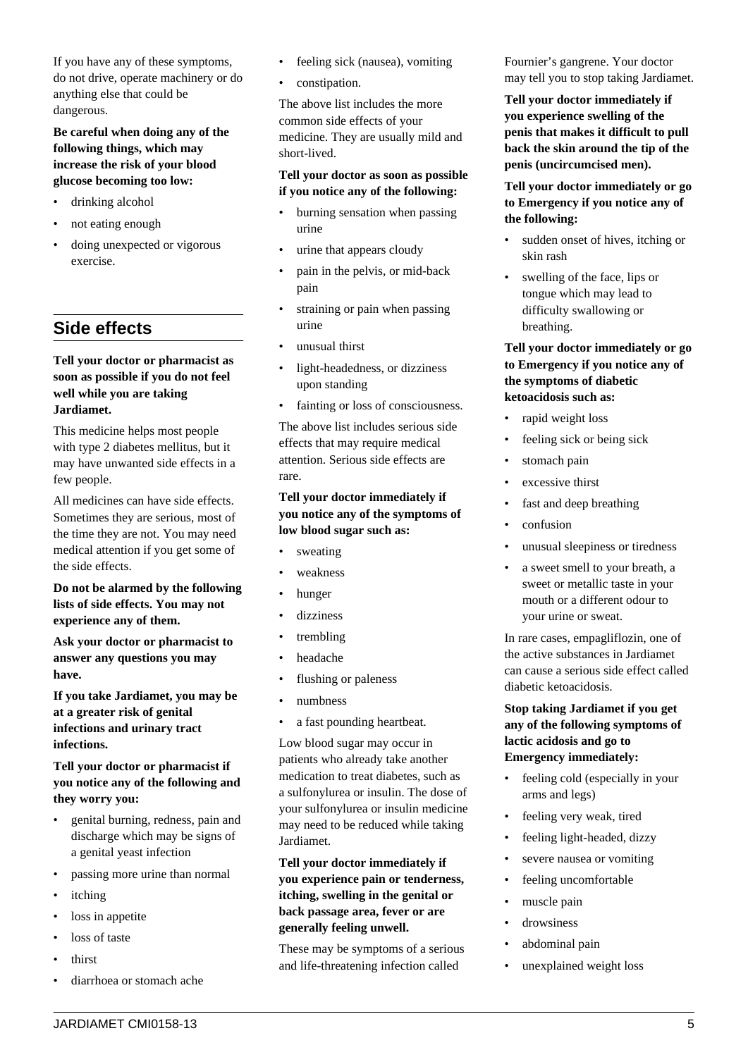If you have any of these symptoms, do not drive, operate machinery or do anything else that could be dangerous.

**Be careful when doing any of the following things, which may increase the risk of your blood glucose becoming too low:**

- drinking alcohol
- not eating enough
- doing unexpected or vigorous exercise.

## Side effects

**Tell your doctor or pharmacist as soon as possible if you do not feel well while you are taking Jardiamet.**

This medicine helps most people with type 2 diabetes mellitus, but it may have unwanted side effects in a few people.

All medicines can have side effects. Sometimes they are serious, most of the time they are not. You may need medical attention if you get some of the side effects.

**Do not be alarmed by the following lists of side effects. You may not experience any of them.**

**Ask your doctor or pharmacist to answer any questions you may have.**

**If you take Jardiamet, you may be at a greater risk of genital infections and urinary tract infections.**

**Tell your doctor or pharmacist if you notice any of the following and they worry you:**

- genital burning, redness, pain and discharge which may be signs of a genital yeast infection
- passing more urine than normal
- itching
- loss in appetite
- loss of taste
- thirst
- diarrhoea or stomach ache
- feeling sick (nausea), vomiting
- constipation.

The above list includes the more common side effects of your medicine. They are usually mild and short-lived.

**Tell your doctor as soon as possible if you notice any of the following:**

- burning sensation when passing urine
- urine that appears cloudy
- pain in the pelvis, or mid-back pain
- straining or pain when passing urine
- unusual thirst
- light-headedness, or dizziness upon standing
- fainting or loss of consciousness.

The above list includes serious side effects that may require medical attention. Serious side effects are rare.

**Tell your doctor immediately if you notice any of the symptoms of low blood sugar such as:**

- sweating
- weakness
- hunger
- dizziness
- trembling
- headache
- flushing or paleness
- numbness
- a fast pounding heartbeat.

Low blood sugar may occur in patients who already take another medication to treat diabetes, such as a sulfonylurea or insulin. The dose of your sulfonylurea or insulin medicine may need to be reduced while taking Jardiamet.

**Tell your doctor immediately if you experience pain or tenderness, itching, swelling in the genital or back passage area, fever or are generally feeling unwell.**

These may be symptoms of a serious and life-threatening infection called Fournier's gangrene. Your doctor may tell you to stop taking Jardiamet.

**Tell your doctor immediately if you experience swelling of the penis that makes it difficult to pull back the skin around the tip of the penis (uncircumcised men).**

**Tell your doctor immediately or go to Emergency if you notice any of the following:**

- sudden onset of hives, itching or skin rash
- swelling of the face, lips or tongue which may lead to difficulty swallowing or breathing.

**Tell your doctor immediately or go to Emergency if you notice any of the symptoms of diabetic ketoacidosis such as:**

- rapid weight loss
- feeling sick or being sick
- stomach pain
- excessive thirst
- fast and deep breathing
- confusion
- unusual sleepiness or tiredness
- a sweet smell to your breath, a sweet or metallic taste in your mouth or a different odour to your urine or sweat.

In rare cases, empagliflozin, one of the active substances in Jardiamet can cause a serious side effect called diabetic ketoacidosis.

**Stop taking Jardiamet if you get any of the following symptoms of lactic acidosis and go to Emergency immediately:**

- feeling cold (especially in your arms and legs)
- feeling very weak, tired
- feeling light-headed, dizzy
- severe nausea or vomiting
- feeling uncomfortable
- muscle pain
- drowsiness
- abdominal pain
- unexplained weight loss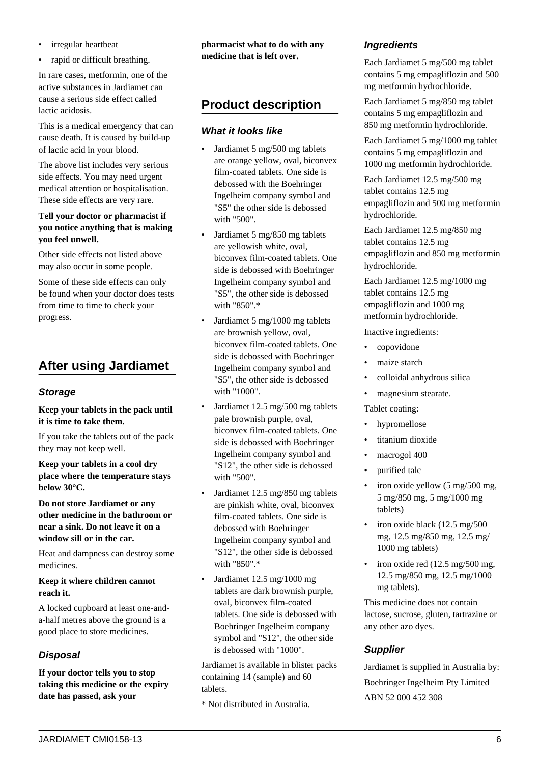- irregular heartbeat
- rapid or difficult breathing.

In rare cases, metformin, one of the active substances in Jardiamet can cause a serious side effect called lactic acidosis.

This is a medical emergency that can cause death. It is caused by build-up of lactic acid in your blood.

The above list includes very serious side effects. You may need urgent medical attention or hospitalisation. These side effects are very rare.

**Tell your doctor or pharmacist if you notice anything that is making you feel unwell.**

Other side effects not listed above may also occur in some people.

Some of these side effects can only be found when your doctor does tests from time to time to check your progress.

## After using Jardiamet

### *Storage*

**Keep your tablets in the pack until it is time to take them.**

If you take the tablets out of the pack they may not keep well.

**Keep your tablets in a cool dry place where the temperature stays below 30°C.**

**Do not store Jardiamet or any other medicine in the bathroom or near a sink. Do not leave it on a window sill or in the car.**

Heat and dampness can destroy some medicines.

**Keep it where children cannot reach it.**

A locked cupboard at least one-and-a-half metres above the ground is a good place to store medicines.

### *Disposal*

**If your doctor tells you to stop taking this medicine or the expiry date has passed, ask your pharmacist what to do with any medicine that is left over.**

## Product description

### *What it looks like*

- Jardiamet 5 mg/500 mg tablets are orange yellow, oval, biconvex film-coated tablets. One side is debossed with the Boehringer Ingelheim company symbol and "S5" the other side is debossed with "500".
- Jardiamet 5 mg/850 mg tablets are yellowish white, oval, biconvex film-coated tablets. One side is debossed with Boehringer Ingelheim company symbol and "S5", the other side is debossed with "850".*
- Jardiamet 5 mg/1000 mg tablets are brownish yellow, oval, biconvex film-coated tablets. One side is debossed with Boehringer Ingelheim company symbol and "S5", the other side is debossed with "1000".
- Jardiamet 12.5 mg/500 mg tablets pale brownish purple, oval, biconvex film-coated tablets. One side is debossed with Boehringer Ingelheim company symbol and "S12", the other side is debossed with "500".
- Jardiamet 12.5 mg/850 mg tablets are pinkish white, oval, biconvex film-coated tablets. One side is debossed with Boehringer Ingelheim company symbol and "S12", the other side is debossed with "850".*
- Jardiamet 12.5 mg/1000 mg tablets are dark brownish purple, oval, biconvex film-coated tablets. One side is debossed with Boehringer Ingelheim company symbol and "S12", the other side is debossed with "1000".

Jardiamet is available in blister packs containing 14 (sample) and 60 tablets.

* Not distributed in Australia.

### *Ingredients*

Each Jardiamet 5 mg/500 mg tablet contains 5 mg empagliflozin and 500 mg metformin hydrochloride.

Each Jardiamet 5 mg/850 mg tablet contains 5 mg empagliflozin and 850 mg metformin hydrochloride.

Each Jardiamet 5 mg/1000 mg tablet contains 5 mg empagliflozin and 1000 mg metformin hydrochloride.

Each Jardiamet 12.5 mg/500 mg tablet contains 12.5 mg empagliflozin and 500 mg metformin hydrochloride.

Each Jardiamet 12.5 mg/850 mg tablet contains 12.5 mg empagliflozin and 850 mg metformin hydrochloride.

Each Jardiamet 12.5 mg/1000 mg tablet contains 12.5 mg empagliflozin and 1000 mg metformin hydrochloride.

Inactive ingredients:

- copovidone
- maize starch
- colloidal anhydrous silica
- magnesium stearate.

Tablet coating:

- hypromellose
- titanium dioxide
- macrogol 400
- purified talc
- iron oxide yellow (5 mg/500 mg, 5 mg/850 mg, 5 mg/1000 mg tablets)
- iron oxide black (12.5 mg/500 mg, 12.5 mg/850 mg, 12.5 mg/1000 mg tablets)
- iron oxide red (12.5 mg/500 mg, 12.5 mg/850 mg, 12.5 mg/1000 mg tablets).

This medicine does not contain lactose, sucrose, gluten, tartrazine or any other azo dyes.

### *Supplier*

Jardiamet is supplied in Australia by:

Boehringer Ingelheim Pty Limited

ABN 52 000 452 308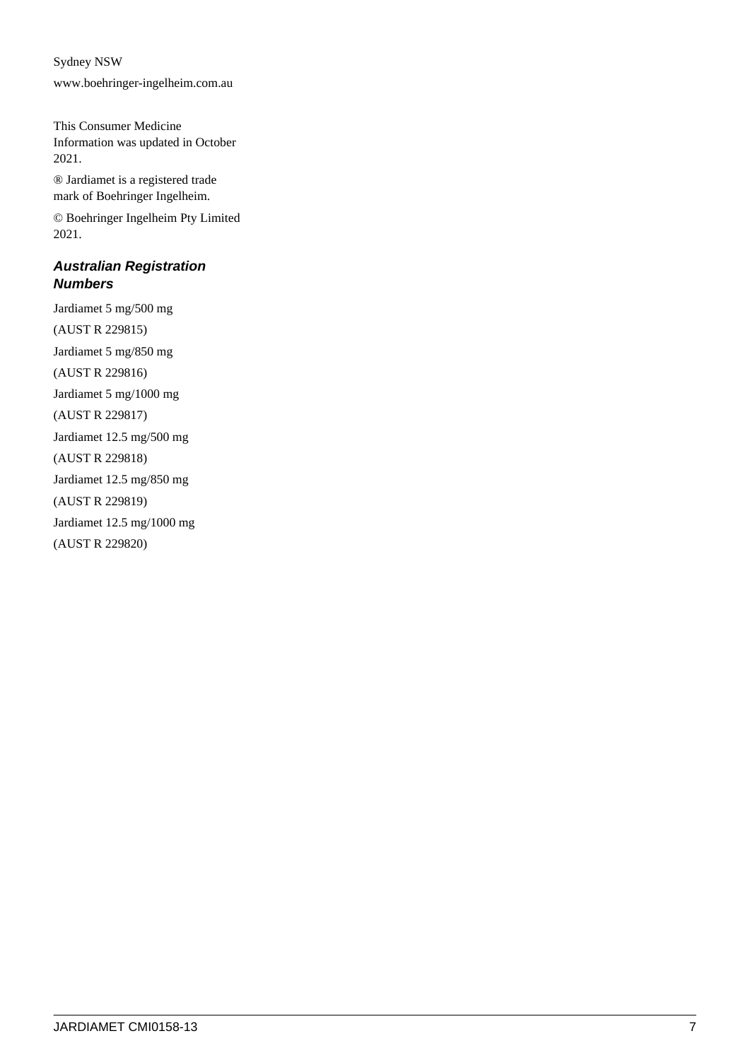Sydney NSW

www.boehringer-ingelheim.com.au

This Consumer Medicine Information was updated in October 2021.

® Jardiamet is a registered trade mark of Boehringer Ingelheim.

© Boehringer Ingelheim Pty Limited 2021.

### *Australian Registration Numbers*

Jardiamet 5 mg/500 mg

(AUST R 229815)

Jardiamet 5 mg/850 mg

(AUST R 229816)

Jardiamet 5 mg/1000 mg

(AUST R 229817)

Jardiamet 12.5 mg/500 mg

(AUST R 229818)

Jardiamet 12.5 mg/850 mg

(AUST R 229819)

Jardiamet 12.5 mg/1000 mg

(AUST R 229820)